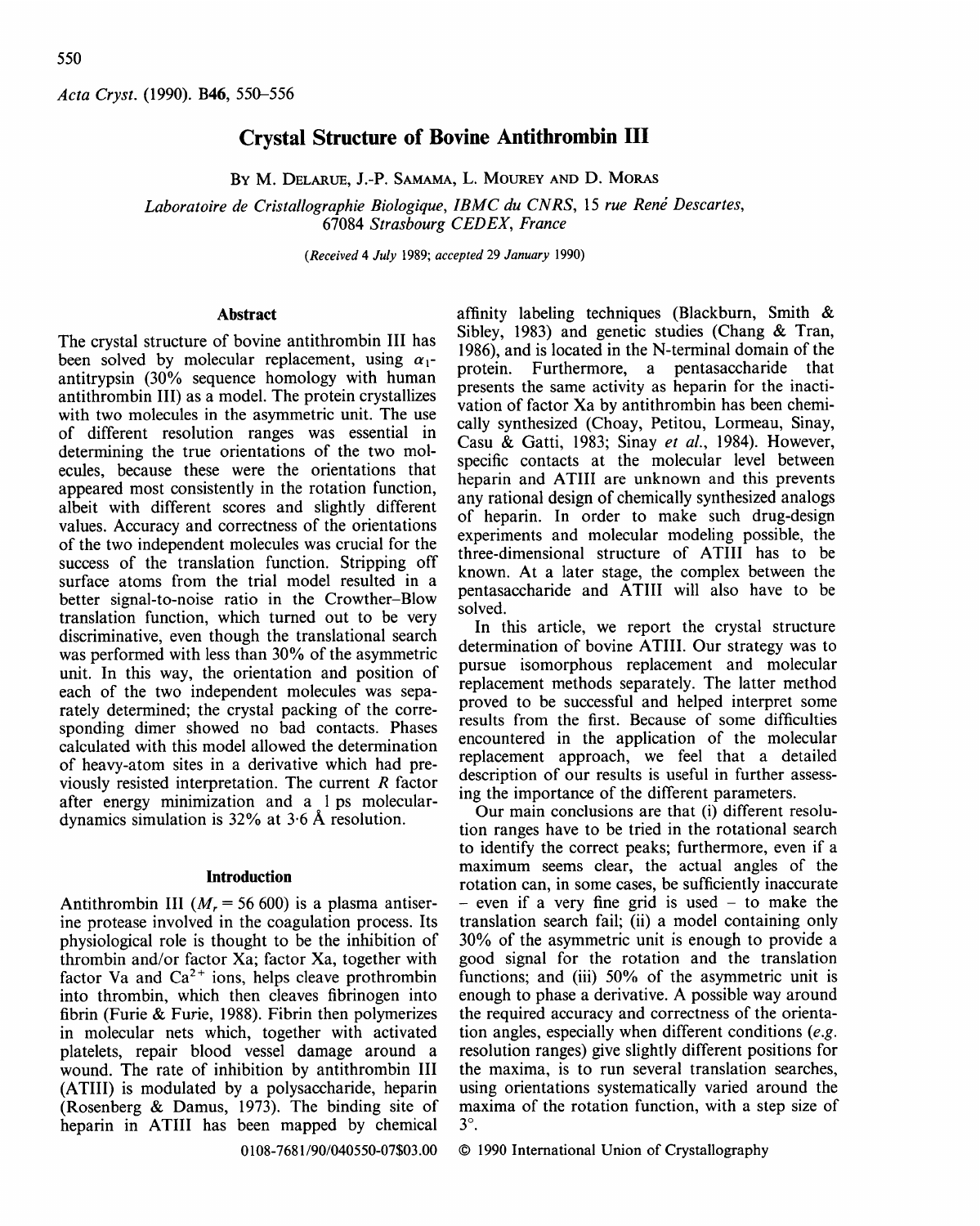# Crystal Structure of Bovine Antithrombin III

By M. Delarue, J.-P. Samama, L. Mourey and D. Moras

*Laboratoire de Cristallographie Biologique, IBMC du CNRS, 15 rue René Descartes, 67084 Strasbourg CEDEX, France*

*(Received 4 July 1989; accepted 29 January 1990)*

## Abstract

The crystal structure of bovine antithrombin III has been solved by molecular replacement, using $\alpha_1$-antitrypsin (30% sequence homology with human antithrombin III) as a model. The protein crystallizes with two molecules in the asymmetric unit. The use of different resolution ranges was essential in determining the true orientations of the two molecules, because these were the orientations that appeared most consistently in the rotation function, albeit with different scores and slightly different values. Accuracy and correctness of the orientations of the two independent molecules was crucial for the success of the translation function. Stripping off surface atoms from the trial model resulted in a better signal-to-noise ratio in the Crowther–Blow translation function, which turned out to be very discriminative, even though the translational search was performed with less than 30% of the asymmetric unit. In this way, the orientation and position of each of the two independent molecules was separately determined; the crystal packing of the corresponding dimer showed no bad contacts. Phases calculated with this model allowed the determination of heavy-atom sites in a derivative which had previously resisted interpretation. The current $R$ factor after energy minimization and a 1 ps molecular-dynamics simulation is 32% at 3·6 Å resolution.

## Introduction

Antithrombin III ($M_r$ = 56 600) is a plasma antiserine protease involved in the coagulation process. Its physiological role is thought to be the inhibition of thrombin and/or factor Xa; factor Xa, together with factor Va and $Ca^{2+}$ ions, helps cleave prothrombin into thrombin, which then cleaves fibrinogen into fibrin (Furie & Furie, 1988). Fibrin then polymerizes in molecular nets which, together with activated platelets, repair blood vessel damage around a wound. The rate of inhibition by antithrombin III (ATIII) is modulated by a polysaccharide, heparin (Rosenberg & Damus, 1973). The binding site of heparin in ATIII has been mapped by chemical affinity labeling techniques (Blackburn, Smith & Sibley, 1983) and genetic studies (Chang & Tran, 1986), and is located in the N-terminal domain of the protein. Furthermore, a pentasaccharide that presents the same activity as heparin for the inactivation of factor Xa by antithrombin has been chemically synthesized (Choay, Petitou, Lormeau, Sinay, Casu & Gatti, 1983; Sinay *et al.*, 1984). However, specific contacts at the molecular level between heparin and ATIII are unknown and this prevents any rational design of chemically synthesized analogs of heparin. In order to make such drug-design experiments and molecular modeling possible, the three-dimensional structure of ATIII has to be known. At a later stage, the complex between the pentasaccharide and ATIII will also have to be solved.

In this article, we report the crystal structure determination of bovine ATIII. Our strategy was to pursue isomorphous replacement and molecular replacement methods separately. The latter method proved to be successful and helped interpret some results from the first. Because of some difficulties encountered in the application of the molecular replacement approach, we feel that a detailed description of our results is useful in further assessing the importance of the different parameters.

Our main conclusions are that (i) different resolution ranges have to be tried in the rotational search to identify the correct peaks; furthermore, even if a maximum seems clear, the actual angles of the rotation can, in some cases, be sufficiently inaccurate – even if a very fine grid is used – to make the translation search fail; (ii) a model containing only 30% of the asymmetric unit is enough to provide a good signal for the rotation and the translation functions; and (iii) 50% of the asymmetric unit is enough to phase a derivative. A possible way around the required accuracy and correctness of the orientation angles, especially when different conditions (*e.g.* resolution ranges) give slightly different positions for the maxima, is to run several translation searches, using orientations systematically varied around the maxima of the rotation function, with a step size of 3°.

0108-7681/90/040550-07$03.00 © 1990 International Union of Crystallography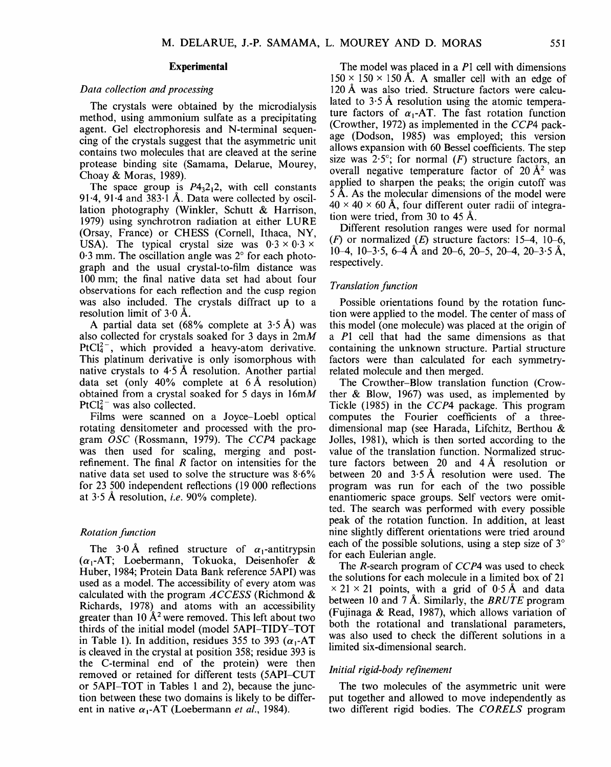## Experimental

### *Data collection and processing*

The crystals were obtained by the microdialysis method, using ammonium sulfate as a precipitating agent. Gel electrophoresis and N-terminal sequencing of the crystals suggest that the asymmetric unit contains two molecules that are cleaved at the serine protease binding site (Samama, Delarue, Mourey, Choay & Moras, 1989).

The space group is $P4_32_12$, with cell constants 91·4, 91·4 and 383·1 Å. Data were collected by oscillation photography (Winkler, Schutt & Harrison, 1979) using synchrotron radiation at either LURE (Orsay, France) or CHESS (Cornell, Ithaca, NY, USA). The typical crystal size was 0·3 × 0·3 × 0·3 mm. The oscillation angle was 2° for each photograph and the usual crystal-to-film distance was 100 mm; the final native data set had about four observations for each reflection and the cusp region was also included. The crystals diffract up to a resolution limit of 3·0 Å.

A partial data set (68% complete at 3·5 Å) was also collected for crystals soaked for 3 days in 2m*M* $PtCl_4^{2-}$, which provided a heavy-atom derivative. This platinum derivative is only isomorphous with native crystals to 4·5 Å resolution. Another partial data set (only 40% complete at 6 Å resolution) obtained from a crystal soaked for 5 days in 16m*M* $PtCl_4^{2-}$ was also collected.

Films were scanned on a Joyce–Loebl optical rotating densitometer and processed with the program *OSC* (Rossmann, 1979). The *CCP*4 package was then used for scaling, merging and post-refinement. The final *R* factor on intensities for the native data set used to solve the structure was 8·6% for 23 500 independent reflections (19 000 reflections at 3·5 Å resolution, *i.e.* 90% complete).

### *Rotation function*

The 3·0 Å refined structure of $\alpha_1$-antitrypsin ($\alpha_1$-AT; Loebermann, Tokuoka, Deisenhofer & Huber, 1984; Protein Data Bank reference 5API) was used as a model. The accessibility of every atom was calculated with the program *ACCESS* (Richmond & Richards, 1978) and atoms with an accessibility greater than 10 Å$^2$ were removed. This left about two thirds of the initial model (model 5API–TIDY–TOT in Table 1). In addition, residues 355 to 393 ($\alpha_1$-AT is cleaved in the crystal at position 358; residue 393 is the C-terminal end of the protein) were then removed or retained for different tests (5API–CUT or 5API–TOT in Tables 1 and 2), because the junction between these two domains is likely to be different in native $\alpha_1$-AT (Loebermann *et al.*, 1984).

The model was placed in a *P*1 cell with dimensions 150 × 150 × 150 Å. A smaller cell with an edge of 120 Å was also tried. Structure factors were calculated to 3·5 Å resolution using the atomic temperature factors of $\alpha_1$-AT. The fast rotation function (Crowther, 1972) as implemented in the *CCP*4 package (Dodson, 1985) was employed; this version allows expansion with 60 Bessel coefficients. The step size was 2·5°; for normal (*F*) structure factors, an overall negative temperature factor of 20 Å$^2$ was applied to sharpen the peaks; the origin cutoff was 5 Å. As the molecular dimensions of the model were 40 × 40 × 60 Å, four different outer radii of integration were tried, from 30 to 45 Å.

Different resolution ranges were used for normal (*F*) or normalized (*E*) structure factors: 15–4, 10–6, 10–4, 10–3·5, 6–4 Å and 20–6, 20–5, 20–4, 20–3·5 Å, respectively.

### *Translation function*

Possible orientations found by the rotation function were applied to the model. The center of mass of this model (one molecule) was placed at the origin of a *P*1 cell that had the same dimensions as that containing the unknown structure. Partial structure factors were than calculated for each symmetry-related molecule and then merged.

The Crowther–Blow translation function (Crowther & Blow, 1967) was used, as implemented by Tickle (1985) in the *CCP*4 package. This program computes the Fourier coefficients of a three-dimensional map (see Harada, Lifchitz, Berthou & Jolles, 1981), which is then sorted according to the value of the translation function. Normalized structure factors between 20 and 4 Å resolution or between 20 and 3·5 Å resolution were used. The program was run for each of the two possible enantiomeric space groups. Self vectors were omitted. The search was performed with every possible peak of the rotation function. In addition, at least nine slightly different orientations were tried around each of the possible solutions, using a step size of 3° for each Eulerian angle.

The *R*-search program of *CCP*4 was used to check the solutions for each molecule in a limited box of 21 × 21 × 21 points, with a grid of 0·5 Å and data between 10 and 7 Å. Similarly, the *BRUTE* program (Fujinaga & Read, 1987), which allows variation of both the rotational and translational parameters, was also used to check the different solutions in a limited six-dimensional search.

### *Initial rigid-body refinement*

The two molecules of the asymmetric unit were put together and allowed to move independently as two different rigid bodies. The *CORELS* program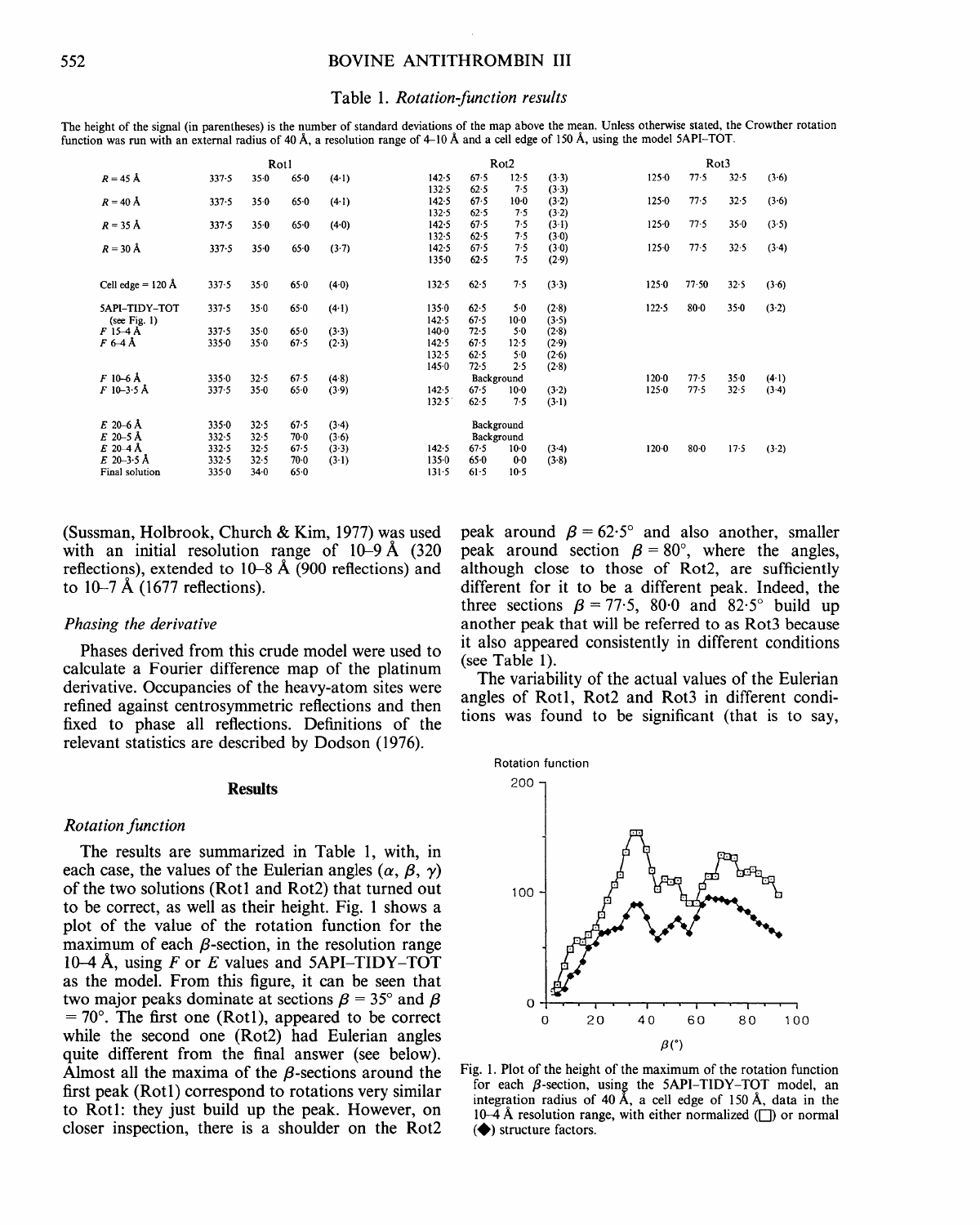Table 1. *Rotation-function results*

The height of the signal (in parentheses) is the number of standard deviations of the map above the mean. Unless otherwise stated, the Crowther rotation function was run with an external radius of 40 Å, a resolution range of 4–10 Å and a cell edge of 150 Å, using the model 5API–TOT.

| | Rot1 | | | | Rot2 | | | | Rot3 | | | |
|---|---|---|---|---|---|---|---|---|---|---|---|---|
| $R$ = 45 Å | 337·5 | 35·0 | 65·0 | (4·1) | 142·5 | 67·5 | 12·5 | (3·3) | 125·0 | 77·5 | 32·5 | (3·6) |
| | | | | | 132·5 | 62·5 | 7·5 | (3·3) | | | | |
| $R$ = 40 Å | 337·5 | 35·0 | 65·0 | (4·1) | 142·5 | 67·5 | 10·0 | (3·2) | 125·0 | 77·5 | 32·5 | (3·6) |
| | | | | | 132·5 | 62·5 | 7·5 | (3·2) | | | | |
| $R$ = 35 Å | 337·5 | 35·0 | 65·0 | (4·0) | 142·5 | 67·5 | 7·5 | (3·1) | 125·0 | 77·5 | 35·0 | (3·5) |
| | | | | | 132·5 | 62·5 | 7·5 | (3·0) | | | | |
| $R$ = 30 Å | 337·5 | 35·0 | 65·0 | (3·7) | 142·5 | 67·5 | 7·5 | (3·0) | 125·0 | 77·5 | 32·5 | (3·4) |
| | | | | | 135·0 | 62·5 | 7·5 | (2·9) | | | | |
| Cell edge = 120 Å | 337·5 | 35·0 | 65·0 | (4·0) | 132·5 | 62·5 | 7·5 | (3·3) | 125·0 | 77·50 | 32·5 | (3·6) |
| 5API–TIDY–TOT | 337·5 | 35·0 | 65·0 | (4·1) | 135·0 | 62·5 | 5·0 | (2·8) | 122·5 | 80·0 | 35·0 | (3·2) |
| (see Fig. 1) | | | | | 142·5 | 67·5 | 10·0 | (3·5) | | | | |
| $F$ 15–4 Å | 337·5 | 35·0 | 65·0 | (3·3) | 140·0 | 72·5 | 5·0 | (2·8) | | | | |
| $F$ 6–4 Å | 335·0 | 35·0 | 67·5 | (2·3) | 142·5 | 67·5 | 12·5 | (2·9) | | | | |
| | | | | | 132·5 | 62·5 | 5·0 | (2·6) | | | | |
| | | | | | 145·0 | 72·5 | 2·5 | (2·8) | | | | |
| $F$ 10–6 Å | 335·0 | 32·5 | 67·5 | (4·8) | Background | | | | 120·0 | 77·5 | 35·0 | (4·1) |
| $F$ 10–3·5 Å | 337·5 | 35·0 | 65·0 | (3·9) | 142·5 | 67·5 | 10·0 | (3·2) | 125·0 | 77·5 | 32·5 | (3·4) |
| | | | | | 132·5 | 62·5 | 7·5 | (3·1) | | | | |
| $E$ 20–6 Å | 335·0 | 32·5 | 67·5 | (3·4) | Background | | | | | | | |
| $E$ 20–5 Å | 332·5 | 32·5 | 70·0 | (3·6) | Background | | | | | | | |
| $E$ 20–4 Å | 332·5 | 32·5 | 67·5 | (3·3) | 142·5 | 67·5 | 10·0 | (3·4) | 120·0 | 80·0 | 17·5 | (3·2) |
| $E$ 20–3·5 Å | 332·5 | 32·5 | 70·0 | (3·1) | 135·0 | 65·0 | 0·0 | (3·8) | | | | |
| Final solution | 335·0 | 34·0 | 65·0 | | 131·5 | 61·5 | 10·5 | | | | | |

(Sussman, Holbrook, Church & Kim, 1977) was used with an initial resolution range of 10–9 Å (320 reflections), extended to 10–8 Å (900 reflections) and to 10–7 Å (1677 reflections).

### *Phasing the derivative*

Phases derived from this crude model were used to calculate a Fourier difference map of the platinum derivative. Occupancies of the heavy-atom sites were refined against centrosymmetric reflections and then fixed to phase all reflections. Definitions of the relevant statistics are described by Dodson (1976).

## Results

### *Rotation function*

The results are summarized in Table 1, with, in each case, the values of the Eulerian angles ($\alpha$, $\beta$, $\gamma$) of the two solutions (Rot1 and Rot2) that turned out to be correct, as well as their height. Fig. 1 shows a plot of the value of the rotation function for the maximum of each $\beta$-section, in the resolution range 10–4 Å, using $F$ or $E$ values and 5API–TIDY–TOT as the model. From this figure, it can be seen that two major peaks dominate at sections $\beta = 35°$ and $\beta = 70°$. The first one (Rot1), appeared to be correct while the second one (Rot2) had Eulerian angles quite different from the final answer (see below). Almost all the maxima of the $\beta$-sections around the first peak (Rot1) correspond to rotations very similar to Rot1: they just build up the peak. However, on closer inspection, there is a shoulder on the Rot2 peak around $\beta = 62.5°$ and also another, smaller peak around section $\beta = 80°$, where the angles, although close to those of Rot2, are sufficiently different for it to be a different peak. Indeed, the three sections $\beta = 77.5$, 80·0 and 82·5° build up another peak that will be referred to as Rot3 because it also appeared consistently in different conditions (see Table 1).

The variability of the actual values of the Eulerian angles of Rot1, Rot2 and Rot3 in different conditions was found to be significant (that is to say,

Fig. 1. Plot of the height of the maximum of the rotation function for each $\beta$-section, using the 5API–TIDY–TOT model, an integration radius of 40 Å, a cell edge of 150 Å, data in the 10–4 Å resolution range, with either normalized (□) or normal (◆) structure factors.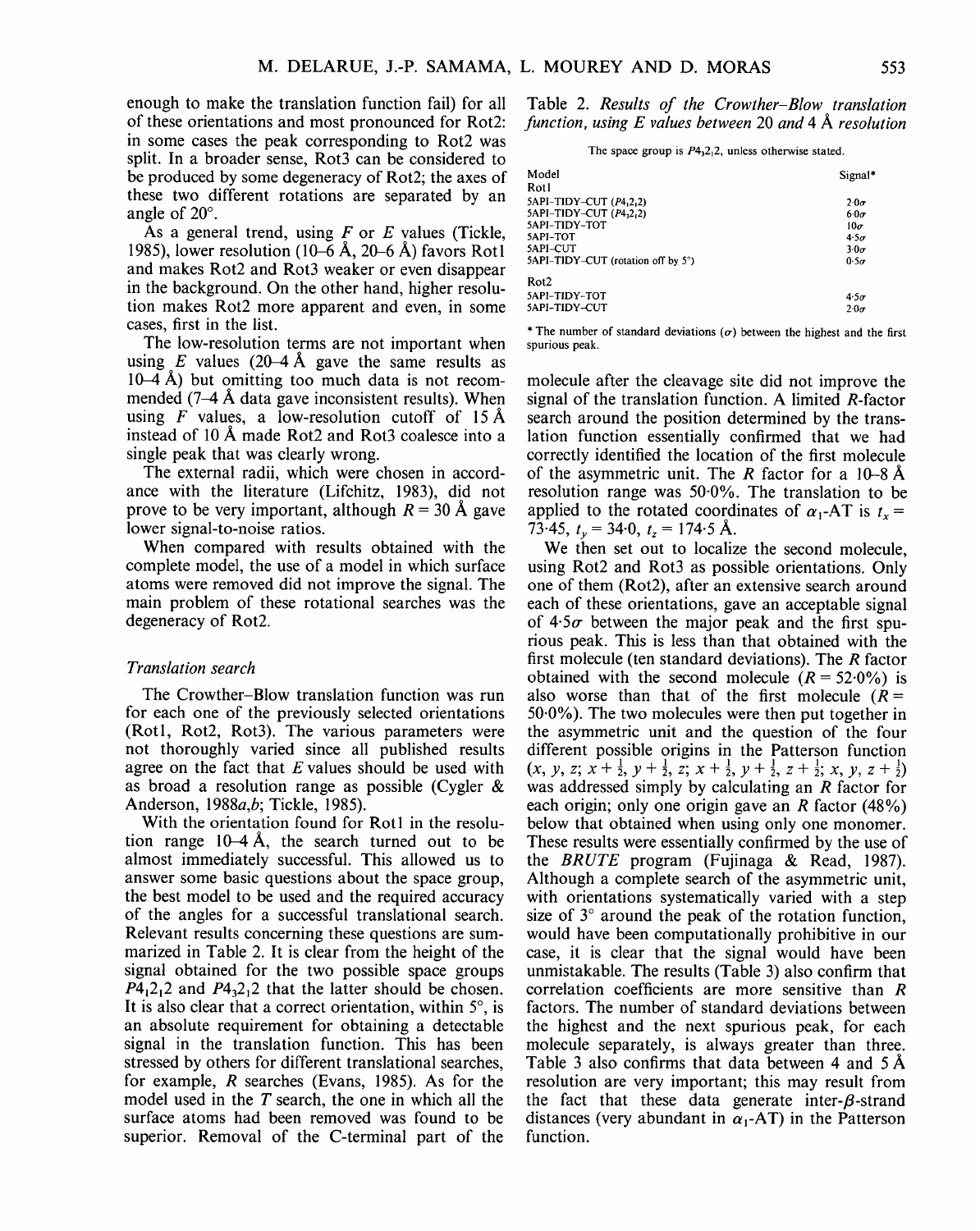enough to make the translation function fail) for all of these orientations and most pronounced for Rot2: in some cases the peak corresponding to Rot2 was split. In a broader sense, Rot3 can be considered to be produced by some degeneracy of Rot2; the axes of these two different rotations are separated by an angle of 20°.

As a general trend, using $F$ or $E$ values (Tickle, 1985), lower resolution (10–6 Å, 20–6 Å) favors Rot1 and makes Rot2 and Rot3 weaker or even disappear in the background. On the other hand, higher resolution makes Rot2 more apparent and even, in some cases, first in the list.

The low-resolution terms are not important when using $E$ values (20–4 Å gave the same results as 10–4 Å) but omitting too much data is not recommended (7–4 Å data gave inconsistent results). When using $F$ values, a low-resolution cutoff of 15 Å instead of 10 Å made Rot2 and Rot3 coalesce into a single peak that was clearly wrong.

The external radii, which were chosen in accordance with the literature (Lifchitz, 1983), did not prove to be very important, although $R = 30$ Å gave lower signal-to-noise ratios.

When compared with results obtained with the complete model, the use of a model in which surface atoms were removed did not improve the signal. The main problem of these rotational searches was the degeneracy of Rot2.

### Translation search

The Crowther–Blow translation function was run for each one of the previously selected orientations (Rot1, Rot2, Rot3). The various parameters were not thoroughly varied since all published results agree on the fact that $E$ values should be used with as broad a resolution range as possible (Cygler & Anderson, 1988*a*,*b*; Tickle, 1985).

With the orientation found for Rot1 in the resolution range 10–4 Å, the search turned out to be almost immediately successful. This allowed us to answer some basic questions about the space group, the best model to be used and the required accuracy of the angles for a successful translational search. Relevant results concerning these questions are summarized in Table 2. It is clear from the height of the signal obtained for the two possible space groups $P4_12_12$ and $P4_32_12$ that the latter should be chosen. It is also clear that a correct orientation, within 5°, is an absolute requirement for obtaining a detectable signal in the translation function. This has been stressed by others for different translational searches, for example, $R$ searches (Evans, 1985). As for the model used in the $T$ search, the one in which all the surface atoms had been removed was found to be superior. Removal of the C-terminal part of the

Table 2. *Results of the Crowther–Blow translation function, using E values between 20 and 4 Å resolution*

The space group is $P4_32_12$, unless otherwise stated.

| Model | Signal* |
|---|---|
| Rot1 | |
| 5API–TIDY–CUT ($P4_12_12$) | $2.0\sigma$ |
| 5API–TIDY–CUT ($P4_32_12$) | $6.0\sigma$ |
| 5API–TIDY–TOT | $10\sigma$ |
| 5API–TOT | $4.5\sigma$ |
| 5API–CUT | $3.0\sigma$ |
| 5API–TIDY–CUT (rotation off by 5°) | $0.5\sigma$ |
| Rot2 | |
| 5API–TIDY–TOT | $4.5\sigma$ |
| 5API–TIDY–CUT | $2.0\sigma$ |

\* The number of standard deviations ($\sigma$) between the highest and the first spurious peak.

molecule after the cleavage site did not improve the signal of the translation function. A limited $R$-factor search around the position determined by the translation function essentially confirmed that we had correctly identified the location of the first molecule of the asymmetric unit. The $R$ factor for a 10–8 Å resolution range was 50·0%. The translation to be applied to the rotated coordinates of $\alpha_1$-AT is $t_x = 73.45$, $t_y = 34.0$, $t_z = 174.5$ Å.

We then set out to localize the second molecule, using Rot2 and Rot3 as possible orientations. Only one of them (Rot2), after an extensive search around each of these orientations, gave an acceptable signal of $4.5\sigma$ between the major peak and the first spurious peak. This is less than that obtained with the first molecule (ten standard deviations). The $R$ factor obtained with the second molecule ($R = 52.0\%$) is also worse than that of the first molecule ($R = 50.0\%$). The two molecules were then put together in the asymmetric unit and the question of the four different possible origins in the Patterson function ($x, y, z$; $x + \frac{1}{2}, y + \frac{1}{2}, z$; $x + \frac{1}{2}, y + \frac{1}{2}, z + \frac{1}{2}$; $x, y, z + \frac{1}{2}$) was addressed simply by calculating an $R$ factor for each origin; only one origin gave an $R$ factor (48%) below that obtained when using only one monomer. These results were essentially confirmed by the use of the *BRUTE* program (Fujinaga & Read, 1987). Although a complete search of the asymmetric unit, with orientations systematically varied with a step size of 3° around the peak of the rotation function, would have been computationally prohibitive in our case, it is clear that the signal would have been unmistakable. The results (Table 3) also confirm that correlation coefficients are more sensitive than $R$ factors. The number of standard deviations between the highest and the next spurious peak, for each molecule separately, is always greater than three. Table 3 also confirms that data between 4 and 5 Å resolution are very important; this may result from the fact that these data generate inter-$\beta$-strand distances (very abundant in $\alpha_1$-AT) in the Patterson function.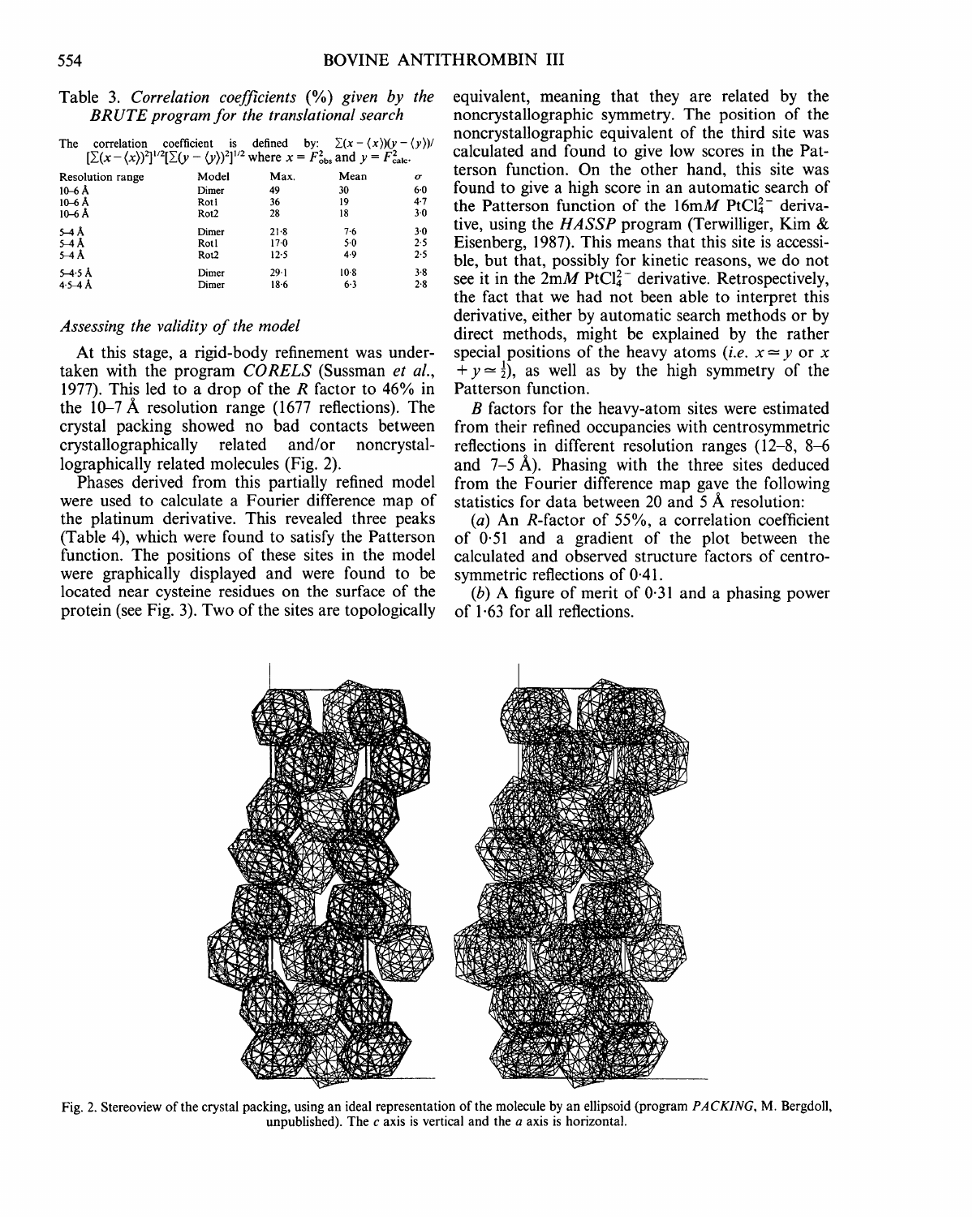Table 3. *Correlation coefficients (%) given by the BRUTE program for the translational search*

The correlation coefficient is defined by: $\Sigma(x-\langle x\rangle)(y-\langle y\rangle)/[\Sigma(x-\langle x\rangle)^2]^{1/2}[\Sigma(y-\langle y\rangle)^2]^{1/2}$ where $x = F^2_{\rm obs}$ and $y = F^2_{\rm calc}$.

| Resolution range | Model | Max. | Mean | $\sigma$ |
|---|---|---|---|---|
| 10–6 Å | Dimer | 49 | 30 | 6·0 |
| 10–6 Å | Rot1 | 36 | 19 | 4·7 |
| 10–6 Å | Rot2 | 28 | 18 | 3·0 |
| 5–4 Å | Dimer | 21·8 | 7·6 | 3·0 |
| 5–4 Å | Rot1 | 17·0 | 5·0 | 2·5 |
| 5–4 Å | Rot2 | 12·5 | 4·9 | 2·5 |
| 5–4·5 Å | Dimer | 29·1 | 10·8 | 3·8 |
| 4·5–4 Å | Dimer | 18·6 | 6·3 | 2·8 |

### *Assessing the validity of the model*

At this stage, a rigid-body refinement was undertaken with the program *CORELS* (Sussman *et al.*, 1977). This led to a drop of the *R* factor to 46% in the 10–7 Å resolution range (1677 reflections). The crystal packing showed no bad contacts between crystallographically related and/or noncrystallographically related molecules (Fig. 2).

Phases derived from this partially refined model were used to calculate a Fourier difference map of the platinum derivative. This revealed three peaks (Table 4), which were found to satisfy the Patterson function. The positions of these sites in the model were graphically displayed and were found to be located near cysteine residues on the surface of the protein (see Fig. 3). Two of the sites are topologically equivalent, meaning that they are related by the noncrystallographic symmetry. The position of the noncrystallographic equivalent of the third site was calculated and found to give low scores in the Patterson function. On the other hand, this site was found to give a high score in an automatic search of the Patterson function of the 16m*M* $PtCl_4^{2-}$ derivative, using the *HASSP* program (Terwilliger, Kim & Eisenberg, 1987). This means that this site is accessible, but that, possibly for kinetic reasons, we do not see it in the 2m*M* $PtCl_4^{2-}$ derivative. Retrospectively, the fact that we had not been able to interpret this derivative, either by automatic search methods or by direct methods, might be explained by the rather special positions of the heavy atoms (*i.e.* $x \simeq y$ or $x + y \simeq \frac{1}{2}$), as well as by the high symmetry of the Patterson function.

*B* factors for the heavy-atom sites were estimated from their refined occupancies with centrosymmetric reflections in different resolution ranges (12–8, 8–6 and 7–5 Å). Phasing with the three sites deduced from the Fourier difference map gave the following statistics for data between 20 and 5 Å resolution:

(*a*) An *R*-factor of 55%, a correlation coefficient of 0·51 and a gradient of the plot between the calculated and observed structure factors of centrosymmetric reflections of 0·41.

(*b*) A figure of merit of 0·31 and a phasing power of 1·63 for all reflections.

Fig. 2. Stereoview of the crystal packing, using an ideal representation of the molecule by an ellipsoid (program *PACKING*, M. Bergdoll, unpublished). The *c* axis is vertical and the *a* axis is horizontal.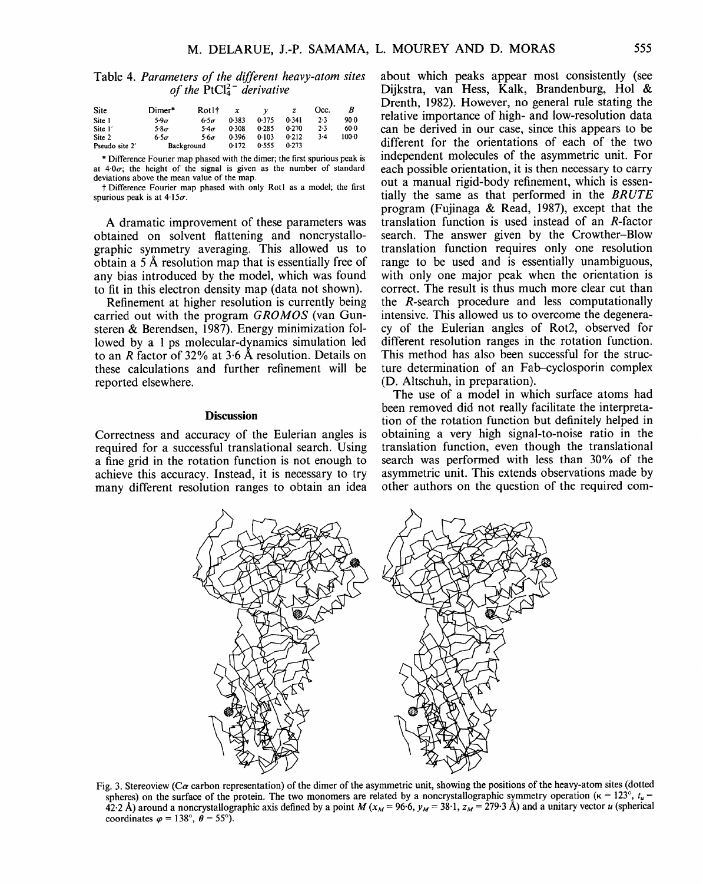Table 4. *Parameters of the different heavy-atom sites of the* $PtCl_4^{2-}$ *derivative*

| Site | Dimer* | Rot1† | $x$ | $y$ | $z$ | Occ. | $B$ |
|---|---|---|---|---|---|---|---|
| Site 1 | $5.9\sigma$ | $6.5\sigma$ | 0.383 | 0.375 | 0.341 | 2.3 | 90.0 |
| Site 1′ | $5.8\sigma$ | $5.4\sigma$ | 0.308 | 0.285 | 0.270 | 2.3 | 60.0 |
| Site 2 | $6.5\sigma$ | $5.6\sigma$ | 0.396 | 0.103 | 0.212 | 3.4 | 100.0 |
| Pseudo site 2′ | Background | | 0.172 | 0.555 | 0.273 | | |

\* Difference Fourier map phased with the dimer; the first spurious peak is at $4.0\sigma$; the height of the signal is given as the number of standard deviations above the mean value of the map.

† Difference Fourier map phased with only Rot1 as a model; the first spurious peak is at $4.15\sigma$.

A dramatic improvement of these parameters was obtained on solvent flattening and noncrystallographic symmetry averaging. This allowed us to obtain a 5 Å resolution map that is essentially free of any bias introduced by the model, which was found to fit in this electron density map (data not shown).

Refinement at higher resolution is currently being carried out with the program *GROMOS* (van Gunsteren & Berendsen, 1987). Energy minimization followed by a 1 ps molecular-dynamics simulation led to an $R$ factor of 32% at 3.6 Å resolution. Details on these calculations and further refinement will be reported elsewhere.

## Discussion

Correctness and accuracy of the Eulerian angles is required for a successful translational search. Using a fine grid in the rotation function is not enough to achieve this accuracy. Instead, it is necessary to try many different resolution ranges to obtain an idea about which peaks appear most consistently (see Dijkstra, van Hess, Kalk, Brandenburg, Hol & Drenth, 1982). However, no general rule stating the relative importance of high- and low-resolution data can be derived in our case, since this appears to be different for the orientations of each of the two independent molecules of the asymmetric unit. For each possible orientation, it is then necessary to carry out a manual rigid-body refinement, which is essentially the same as that performed in the *BRUTE* program (Fujinaga & Read, 1987), except that the translation function is used instead of an $R$-factor search. The answer given by the Crowther–Blow translation function requires only one resolution range to be used and is essentially unambiguous, with only one major peak when the orientation is correct. The result is thus much more clear cut than the $R$-search procedure and less computationally intensive. This allowed us to overcome the degeneracy of the Eulerian angles of Rot2, observed for different resolution ranges in the rotation function. This method has also been successful for the structure determination of an Fab–cyclosporin complex (D. Altschuh, in preparation).

The use of a model in which surface atoms had been removed did not really facilitate the interpretation of the rotation function but definitely helped in obtaining a very high signal-to-noise ratio in the translation function, even though the translational search was performed with less than 30% of the asymmetric unit. This extends observations made by other authors on the question of the required com-

Fig. 3. Stereoview (Cα carbon representation) of the dimer of the asymmetric unit, showing the positions of the heavy-atom sites (dotted spheres) on the surface of the protein. The two monomers are related by a noncrystallographic symmetry operation ($\kappa = 123°$, $t_u = 42.2$ Å) around a noncrystallographic axis defined by a point $M$ ($x_M = 96.6$, $y_M = 38.1$, $z_M = 279.3$ Å) and a unitary vector $u$ (spherical coordinates $\varphi = 138°$, $\theta = 55°$).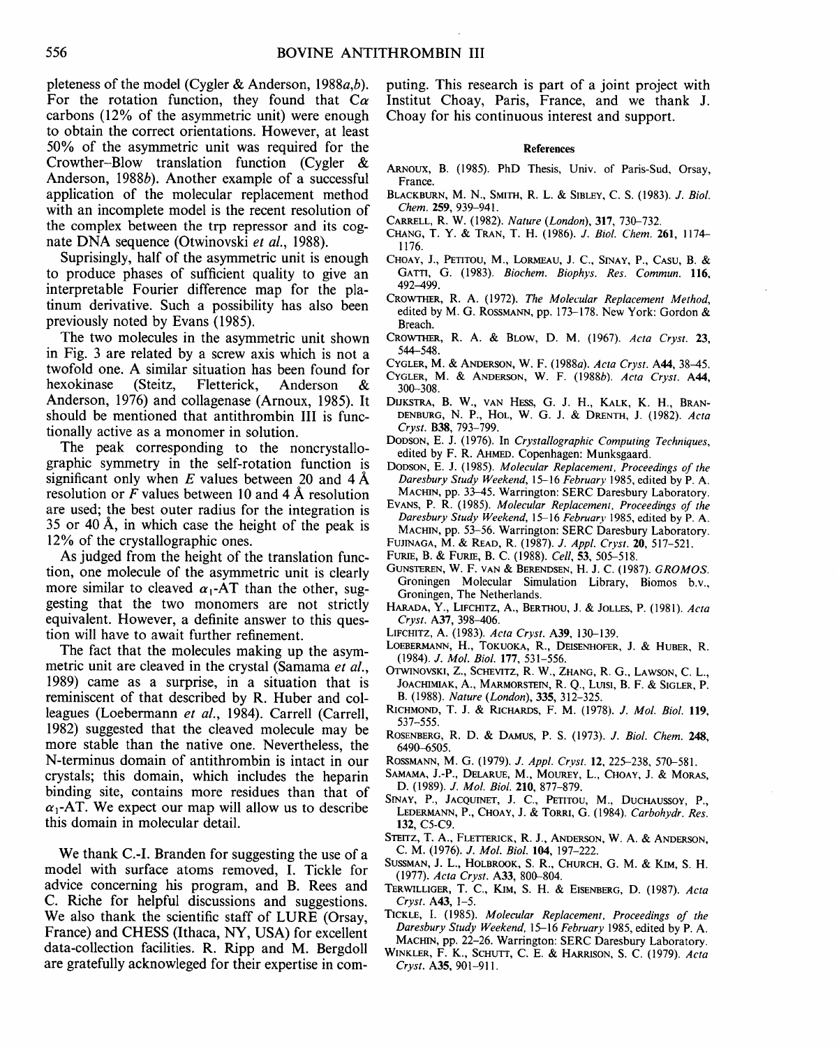pleteness of the model (Cygler & Anderson, 1988*a*,*b*). For the rotation function, they found that $C\alpha$ carbons (12% of the asymmetric unit) were enough to obtain the correct orientations. However, at least 50% of the asymmetric unit was required for the Crowther–Blow translation function (Cygler & Anderson, 1988*b*). Another example of a successful application of the molecular replacement method with an incomplete model is the recent resolution of the complex between the trp repressor and its cognate DNA sequence (Otwinovski *et al.*, 1988).

Suprisingly, half of the asymmetric unit is enough to produce phases of sufficient quality to give an interpretable Fourier difference map for the platinum derivative. Such a possibility has also been previously noted by Evans (1985).

The two molecules in the asymmetric unit shown in Fig. 3 are related by a screw axis which is not a twofold one. A similar situation has been found for hexokinase (Steitz, Fletterick, Anderson & Anderson, 1976) and collagenase (Arnoux, 1985). It should be mentioned that antithrombin III is functionally active as a monomer in solution.

The peak corresponding to the noncrystallographic symmetry in the self-rotation function is significant only when $E$ values between 20 and 4 Å resolution or $F$ values between 10 and 4 Å resolution are used; the best outer radius for the integration is 35 or 40 Å, in which case the height of the peak is 12% of the crystallographic ones.

As judged from the height of the translation function, one molecule of the asymmetric unit is clearly more similar to cleaved $\alpha_1$-AT than the other, suggesting that the two monomers are not strictly equivalent. However, a definite answer to this question will have to await further refinement.

The fact that the molecules making up the asymmetric unit are cleaved in the crystal (Samama *et al.*, 1989) came as a surprise, in a situation that is reminiscent of that described by R. Huber and colleagues (Loebermann *et al.*, 1984). Carrell (Carrell, 1982) suggested that the cleaved molecule may be more stable than the native one. Nevertheless, the N-terminus domain of antithrombin is intact in our crystals; this domain, which includes the heparin binding site, contains more residues than that of $\alpha_1$-AT. We expect our map will allow us to describe this domain in molecular detail.

We thank C.-I. Branden for suggesting the use of a model with surface atoms removed, I. Tickle for advice concerning his program, and B. Rees and C. Riche for helpful discussions and suggestions. We also thank the scientific staff of LURE (Orsay, France) and CHESS (Ithaca, NY, USA) for excellent data-collection facilities. R. Ripp and M. Bergdoll are gratefully acknowleged for their expertise in computing. This research is part of a joint project with Institut Choay, Paris, France, and we thank J. Choay for his continuous interest and support.

## References

Arnoux, B. (1985). PhD Thesis, Univ. of Paris-Sud, Orsay, France.

Blackburn, M. N., Smith, R. L. & Sibley, C. S. (1983). *J. Biol. Chem.* **259**, 939–941.

Carrell, R. W. (1982). *Nature (London)*, **317**, 730–732.

Chang, T. Y. & Tran, T. H. (1986). *J. Biol. Chem.* **261**, 1174–1176.

Choay, J., Petitou, M., Lormeau, J. C., Sinay, P., Casu, B. & Gatti, G. (1983). *Biochem. Biophys. Res. Commun.* **116**, 492–499.

Crowther, R. A. (1972). *The Molecular Replacement Method*, edited by M. G. Rossmann, pp. 173–178. New York: Gordon & Breach.

Crowther, R. A. & Blow, D. M. (1967). *Acta Cryst.* **23**, 544–548.

Cygler, M. & Anderson, W. F. (1988*a*). *Acta Cryst.* **A44**, 38–45.

Cygler, M. & Anderson, W. F. (1988*b*). *Acta Cryst.* **A44**, 300–308.

Dijkstra, B. W., van Hess, G. J. H., Kalk, K. H., Brandenburg, N. P., Hol, W. G. J. & Drenth, J. (1982). *Acta Cryst.* **B38**, 793–799.

Dodson, E. J. (1976). In *Crystallographic Computing Techniques*, edited by F. R. Ahmed. Copenhagen: Munksgaard.

Dodson, E. J. (1985). *Molecular Replacement, Proceedings of the Daresbury Study Weekend, 15–16 February* 1985, edited by P. A. Machin, pp. 33–45. Warrington: SERC Daresbury Laboratory.

Evans, P. R. (1985). *Molecular Replacement, Proceedings of the Daresbury Study Weekend, 15–16 February* 1985, edited by P. A. Machin, pp. 53–56. Warrington: SERC Daresbury Laboratory.

Fujinaga, M. & Read, R. (1987). *J. Appl. Cryst.* **20**, 517–521.

Furie, B. & Furie, B. C. (1988). *Cell*, **53**, 505–518.

Gunsteren, W. F. van & Berendsen, H. J. C. (1987). *GROMOS*. Groningen Molecular Simulation Library, Biomos b.v., Groningen, The Netherlands.

Harada, Y., Lifchitz, A., Berthou, J. & Jolles, P. (1981). *Acta Cryst.* **A37**, 398–406.

Lifchitz, A. (1983). *Acta Cryst.* **A39**, 130–139.

Loebermann, H., Tokuoka, R., Deisenhofer, J. & Huber, R. (1984). *J. Mol. Biol.* **177**, 531–556.

Otwinovski, Z., Schevitz, R. W., Zhang, R. G., Lawson, C. L., Joachimiak, A., Marmorstein, R. Q., Luisi, B. F. & Sigler, P. B. (1988). *Nature (London)*, **335**, 312–325.

Richmond, T. J. & Richards, F. M. (1978). *J. Mol. Biol.* **119**, 537–555.

Rosenberg, R. D. & Damus, P. S. (1973). *J. Biol. Chem.* **248**, 6490–6505.

Rossmann, M. G. (1979). *J. Appl. Cryst.* **12**, 225–238, 570–581.

Samama, J.-P., Delarue, M., Mourey, L., Choay, J. & Moras, D. (1989). *J. Mol. Biol.* **210**, 877–879.

Sinay, P., Jacquinet, J. C., Petitou, M., Duchaussoy, P., Ledermann, P., Choay, J. & Torri, G. (1984). *Carbohydr. Res.* **132**, C5–C9.

Steitz, T. A., Fletterick, R. J., Anderson, W. A. & Anderson, C. M. (1976). *J. Mol. Biol.* **104**, 197–222.

Sussman, J. L., Holbrook, S. R., Church, G. M. & Kim, S. H. (1977). *Acta Cryst.* **A33**, 800–804.

Terwilliger, T. C., Kim, S. H. & Eisenberg, D. (1987). *Acta Cryst.* **A43**, 1–5.

Tickle, I. (1985). *Molecular Replacement, Proceedings of the Daresbury Study Weekend, 15–16 February* 1985, edited by P. A. Machin, pp. 22–26. Warrington: SERC Daresbury Laboratory.

Winkler, F. K., Schutt, C. E. & Harrison, S. C. (1979). *Acta Cryst.* **A35**, 901–911.